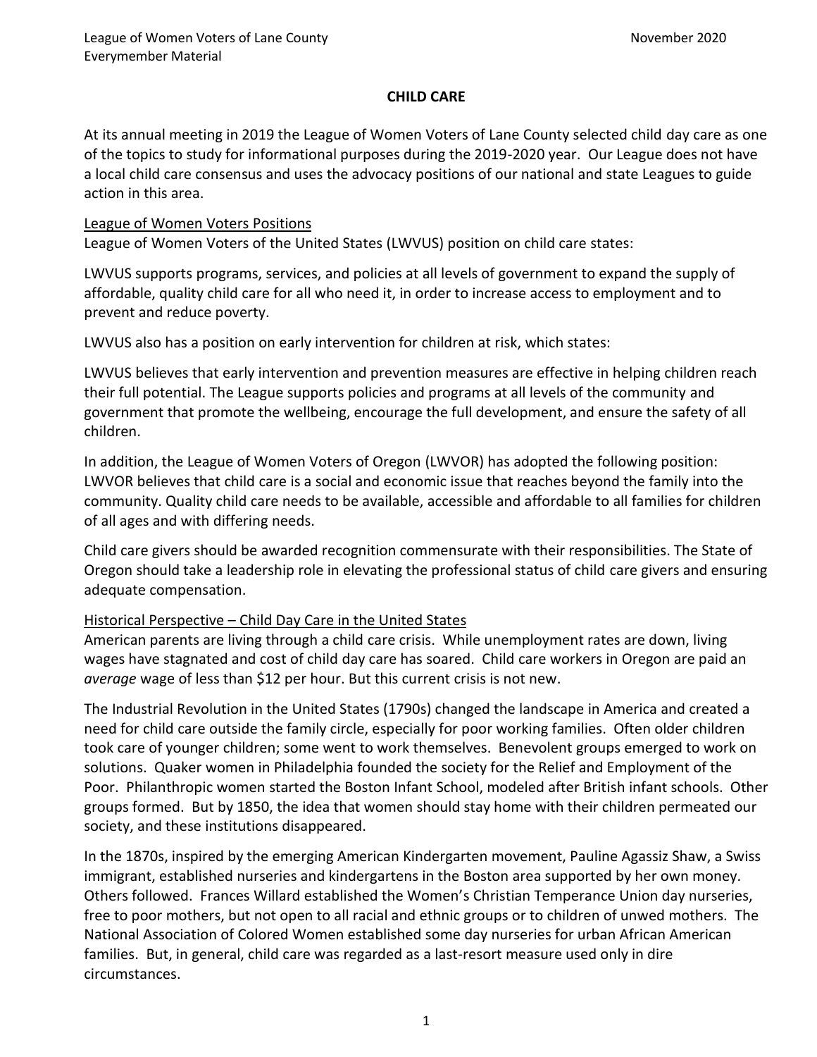# CHILD CARE

At its annual meeting in 2019 the League of Women Voters of Lane County selected child day care as one of the topics to study for informational purposes during the 2019-2020 year. Our League does not have a local child care consensus and uses the advocacy positions of our national and state Leagues to guide action in this area.

## League of Women Voters Positions

League of Women Voters of the United States (LWVUS) position on child care states:

LWVUS supports programs, services, and policies at all levels of government to expand the supply of affordable, quality child care for all who need it, in order to increase access to employment and to prevent and reduce poverty.

LWVUS also has a position on early intervention for children at risk, which states:

LWVUS believes that early intervention and prevention measures are effective in helping children reach their full potential. The League supports policies and programs at all levels of the community and government that promote the wellbeing, encourage the full development, and ensure the safety of all children.

In addition, the League of Women Voters of Oregon (LWVOR) has adopted the following position: LWVOR believes that child care is a social and economic issue that reaches beyond the family into the community. Quality child care needs to be available, accessible and affordable to all families for children of all ages and with differing needs.

Child care givers should be awarded recognition commensurate with their responsibilities. The State of Oregon should take a leadership role in elevating the professional status of child care givers and ensuring adequate compensation.

## Historical Perspective – Child Day Care in the United States

American parents are living through a child care crisis. While unemployment rates are down, living wages have stagnated and cost of child day care has soared. Child care workers in Oregon are paid an *average* wage of less than $12 per hour. But this current crisis is not new.

The Industrial Revolution in the United States (1790s) changed the landscape in America and created a need for child care outside the family circle, especially for poor working families. Often older children took care of younger children; some went to work themselves. Benevolent groups emerged to work on solutions. Quaker women in Philadelphia founded the society for the Relief and Employment of the Poor. Philanthropic women started the Boston Infant School, modeled after British infant schools. Other groups formed. But by 1850, the idea that women should stay home with their children permeated our society, and these institutions disappeared.

In the 1870s, inspired by the emerging American Kindergarten movement, Pauline Agassiz Shaw, a Swiss immigrant, established nurseries and kindergartens in the Boston area supported by her own money. Others followed. Frances Willard established the Women's Christian Temperance Union day nurseries, free to poor mothers, but not open to all racial and ethnic groups or to children of unwed mothers. The National Association of Colored Women established some day nurseries for urban African American families. But, in general, child care was regarded as a last-resort measure used only in dire circumstances.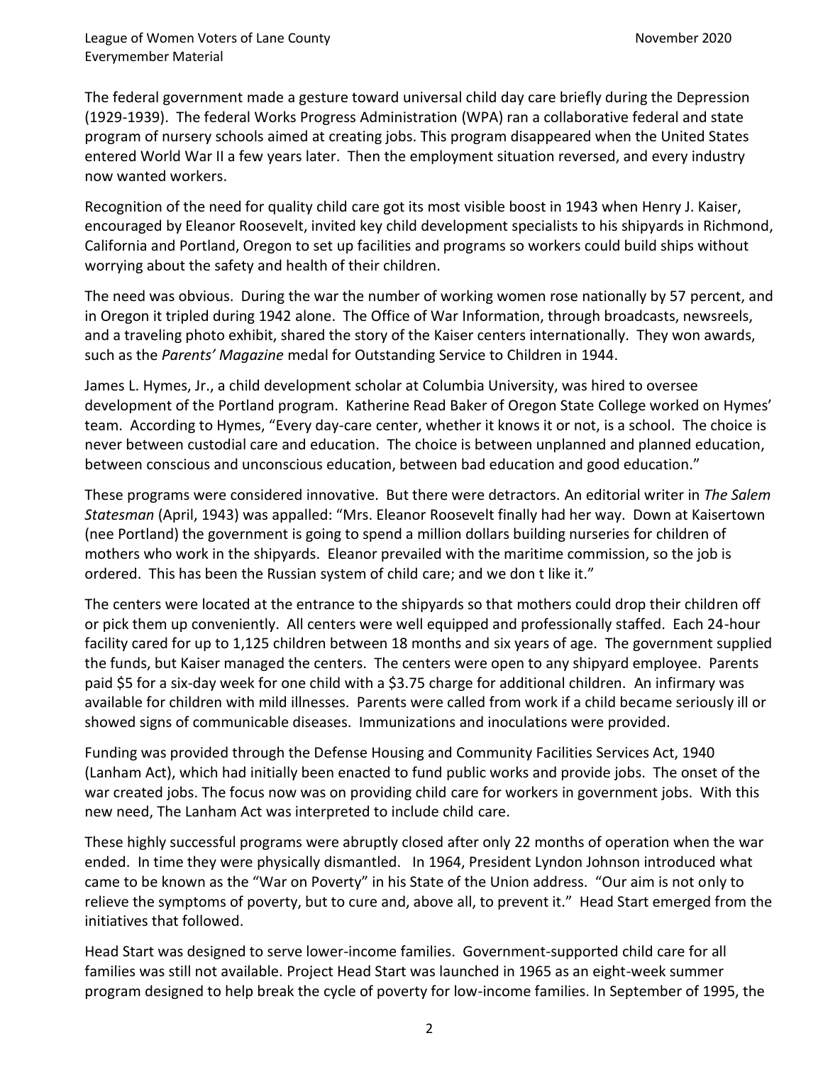The federal government made a gesture toward universal child day care briefly during the Depression (1929-1939). The federal Works Progress Administration (WPA) ran a collaborative federal and state program of nursery schools aimed at creating jobs. This program disappeared when the United States entered World War II a few years later. Then the employment situation reversed, and every industry now wanted workers.

Recognition of the need for quality child care got its most visible boost in 1943 when Henry J. Kaiser, encouraged by Eleanor Roosevelt, invited key child development specialists to his shipyards in Richmond, California and Portland, Oregon to set up facilities and programs so workers could build ships without worrying about the safety and health of their children.

The need was obvious. During the war the number of working women rose nationally by 57 percent, and in Oregon it tripled during 1942 alone. The Office of War Information, through broadcasts, newsreels, and a traveling photo exhibit, shared the story of the Kaiser centers internationally. They won awards, such as the *Parents' Magazine* medal for Outstanding Service to Children in 1944.

James L. Hymes, Jr., a child development scholar at Columbia University, was hired to oversee development of the Portland program. Katherine Read Baker of Oregon State College worked on Hymes' team. According to Hymes, "Every day-care center, whether it knows it or not, is a school. The choice is never between custodial care and education. The choice is between unplanned and planned education, between conscious and unconscious education, between bad education and good education."

These programs were considered innovative. But there were detractors. An editorial writer in *The Salem Statesman* (April, 1943) was appalled: "Mrs. Eleanor Roosevelt finally had her way. Down at Kaisertown (nee Portland) the government is going to spend a million dollars building nurseries for children of mothers who work in the shipyards. Eleanor prevailed with the maritime commission, so the job is ordered. This has been the Russian system of child care; and we don t like it."

The centers were located at the entrance to the shipyards so that mothers could drop their children off or pick them up conveniently. All centers were well equipped and professionally staffed. Each 24-hour facility cared for up to 1,125 children between 18 months and six years of age. The government supplied the funds, but Kaiser managed the centers. The centers were open to any shipyard employee. Parents paid $5 for a six-day week for one child with a $3.75 charge for additional children. An infirmary was available for children with mild illnesses. Parents were called from work if a child became seriously ill or showed signs of communicable diseases. Immunizations and inoculations were provided.

Funding was provided through the Defense Housing and Community Facilities Services Act, 1940 (Lanham Act), which had initially been enacted to fund public works and provide jobs. The onset of the war created jobs. The focus now was on providing child care for workers in government jobs. With this new need, The Lanham Act was interpreted to include child care.

These highly successful programs were abruptly closed after only 22 months of operation when the war ended. In time they were physically dismantled. In 1964, President Lyndon Johnson introduced what came to be known as the "War on Poverty" in his State of the Union address. "Our aim is not only to relieve the symptoms of poverty, but to cure and, above all, to prevent it." Head Start emerged from the initiatives that followed.

Head Start was designed to serve lower-income families. Government-supported child care for all families was still not available. Project Head Start was launched in 1965 as an eight-week summer program designed to help break the cycle of poverty for low-income families. In September of 1995, the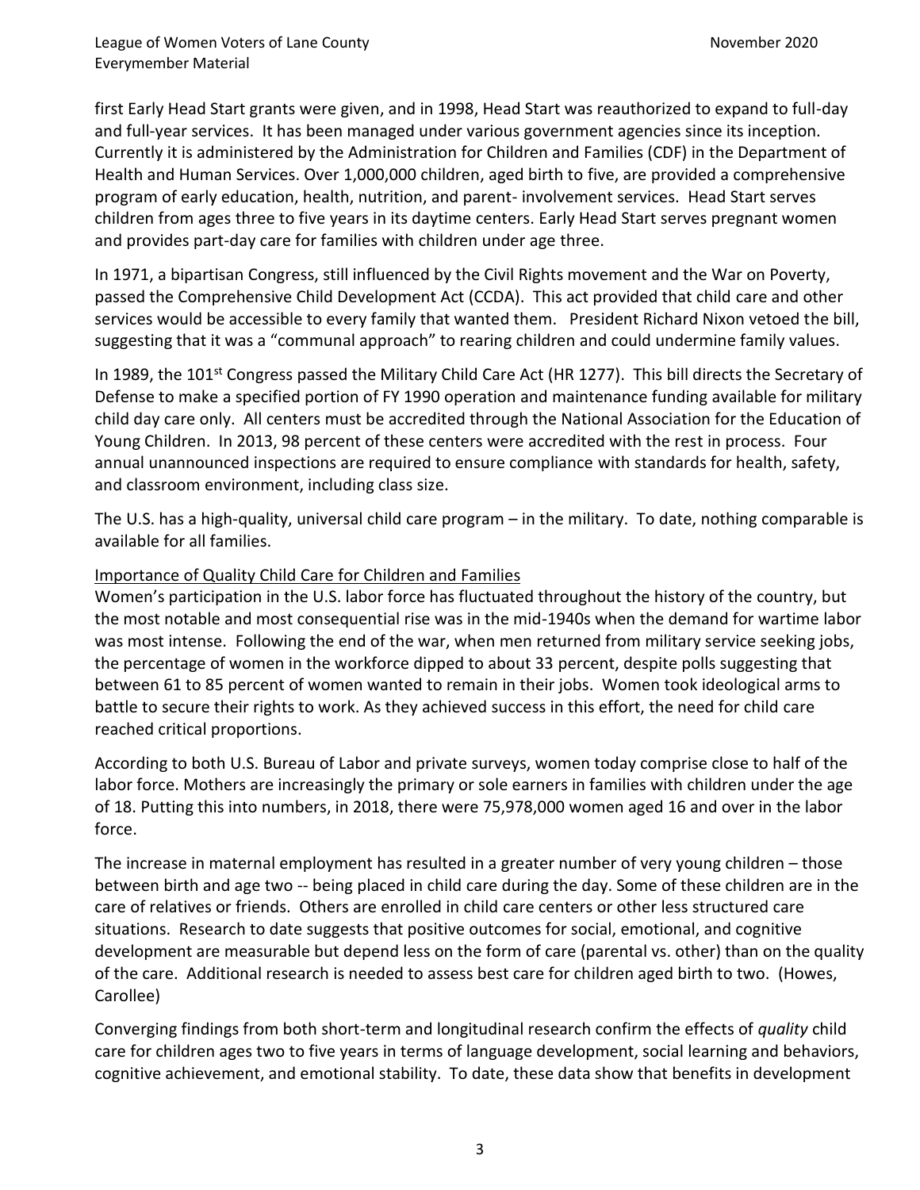first Early Head Start grants were given, and in 1998, Head Start was reauthorized to expand to full-day and full-year services. It has been managed under various government agencies since its inception. Currently it is administered by the Administration for Children and Families (CDF) in the Department of Health and Human Services. Over 1,000,000 children, aged birth to five, are provided a comprehensive program of early education, health, nutrition, and parent- involvement services. Head Start serves children from ages three to five years in its daytime centers. Early Head Start serves pregnant women and provides part-day care for families with children under age three.

In 1971, a bipartisan Congress, still influenced by the Civil Rights movement and the War on Poverty, passed the Comprehensive Child Development Act (CCDA). This act provided that child care and other services would be accessible to every family that wanted them. President Richard Nixon vetoed the bill, suggesting that it was a "communal approach" to rearing children and could undermine family values.

In 1989, the 101st Congress passed the Military Child Care Act (HR 1277). This bill directs the Secretary of Defense to make a specified portion of FY 1990 operation and maintenance funding available for military child day care only. All centers must be accredited through the National Association for the Education of Young Children. In 2013, 98 percent of these centers were accredited with the rest in process. Four annual unannounced inspections are required to ensure compliance with standards for health, safety, and classroom environment, including class size.

The U.S. has a high-quality, universal child care program – in the military. To date, nothing comparable is available for all families.

## Importance of Quality Child Care for Children and Families

Women's participation in the U.S. labor force has fluctuated throughout the history of the country, but the most notable and most consequential rise was in the mid-1940s when the demand for wartime labor was most intense. Following the end of the war, when men returned from military service seeking jobs, the percentage of women in the workforce dipped to about 33 percent, despite polls suggesting that between 61 to 85 percent of women wanted to remain in their jobs. Women took ideological arms to battle to secure their rights to work. As they achieved success in this effort, the need for child care reached critical proportions.

According to both U.S. Bureau of Labor and private surveys, women today comprise close to half of the labor force. Mothers are increasingly the primary or sole earners in families with children under the age of 18. Putting this into numbers, in 2018, there were 75,978,000 women aged 16 and over in the labor force.

The increase in maternal employment has resulted in a greater number of very young children – those between birth and age two -- being placed in child care during the day. Some of these children are in the care of relatives or friends. Others are enrolled in child care centers or other less structured care situations. Research to date suggests that positive outcomes for social, emotional, and cognitive development are measurable but depend less on the form of care (parental vs. other) than on the quality of the care. Additional research is needed to assess best care for children aged birth to two. (Howes, Carollee)

Converging findings from both short-term and longitudinal research confirm the effects of *quality* child care for children ages two to five years in terms of language development, social learning and behaviors, cognitive achievement, and emotional stability. To date, these data show that benefits in development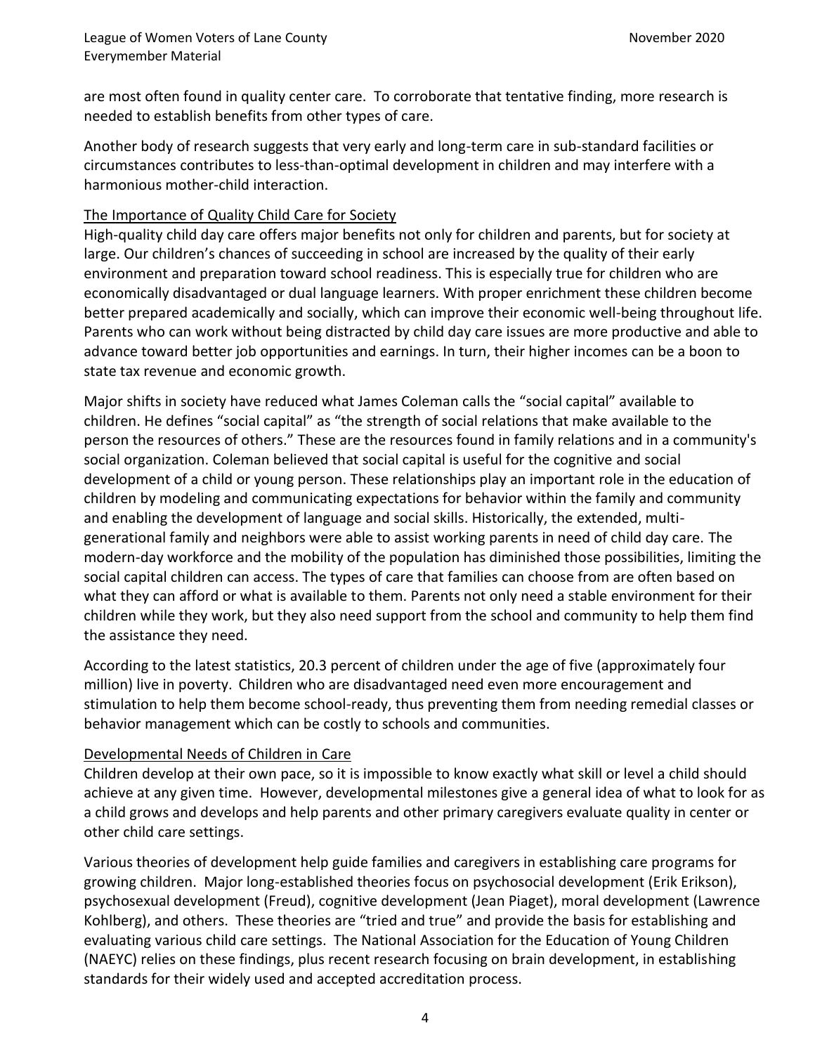are most often found in quality center care. To corroborate that tentative finding, more research is needed to establish benefits from other types of care.

Another body of research suggests that very early and long-term care in sub-standard facilities or circumstances contributes to less-than-optimal development in children and may interfere with a harmonious mother-child interaction.

## The Importance of Quality Child Care for Society

High-quality child day care offers major benefits not only for children and parents, but for society at large. Our children's chances of succeeding in school are increased by the quality of their early environment and preparation toward school readiness. This is especially true for children who are economically disadvantaged or dual language learners. With proper enrichment these children become better prepared academically and socially, which can improve their economic well-being throughout life. Parents who can work without being distracted by child day care issues are more productive and able to advance toward better job opportunities and earnings. In turn, their higher incomes can be a boon to state tax revenue and economic growth.

Major shifts in society have reduced what James Coleman calls the "social capital" available to children. He defines "social capital" as "the strength of social relations that make available to the person the resources of others." These are the resources found in family relations and in a community's social organization. Coleman believed that social capital is useful for the cognitive and social development of a child or young person. These relationships play an important role in the education of children by modeling and communicating expectations for behavior within the family and community and enabling the development of language and social skills. Historically, the extended, multi-generational family and neighbors were able to assist working parents in need of child day care. The modern-day workforce and the mobility of the population has diminished those possibilities, limiting the social capital children can access. The types of care that families can choose from are often based on what they can afford or what is available to them. Parents not only need a stable environment for their children while they work, but they also need support from the school and community to help them find the assistance they need.

According to the latest statistics, 20.3 percent of children under the age of five (approximately four million) live in poverty. Children who are disadvantaged need even more encouragement and stimulation to help them become school-ready, thus preventing them from needing remedial classes or behavior management which can be costly to schools and communities.

## Developmental Needs of Children in Care

Children develop at their own pace, so it is impossible to know exactly what skill or level a child should achieve at any given time. However, developmental milestones give a general idea of what to look for as a child grows and develops and help parents and other primary caregivers evaluate quality in center or other child care settings.

Various theories of development help guide families and caregivers in establishing care programs for growing children. Major long-established theories focus on psychosocial development (Erik Erikson), psychosexual development (Freud), cognitive development (Jean Piaget), moral development (Lawrence Kohlberg), and others. These theories are "tried and true" and provide the basis for establishing and evaluating various child care settings. The National Association for the Education of Young Children (NAEYC) relies on these findings, plus recent research focusing on brain development, in establishing standards for their widely used and accepted accreditation process.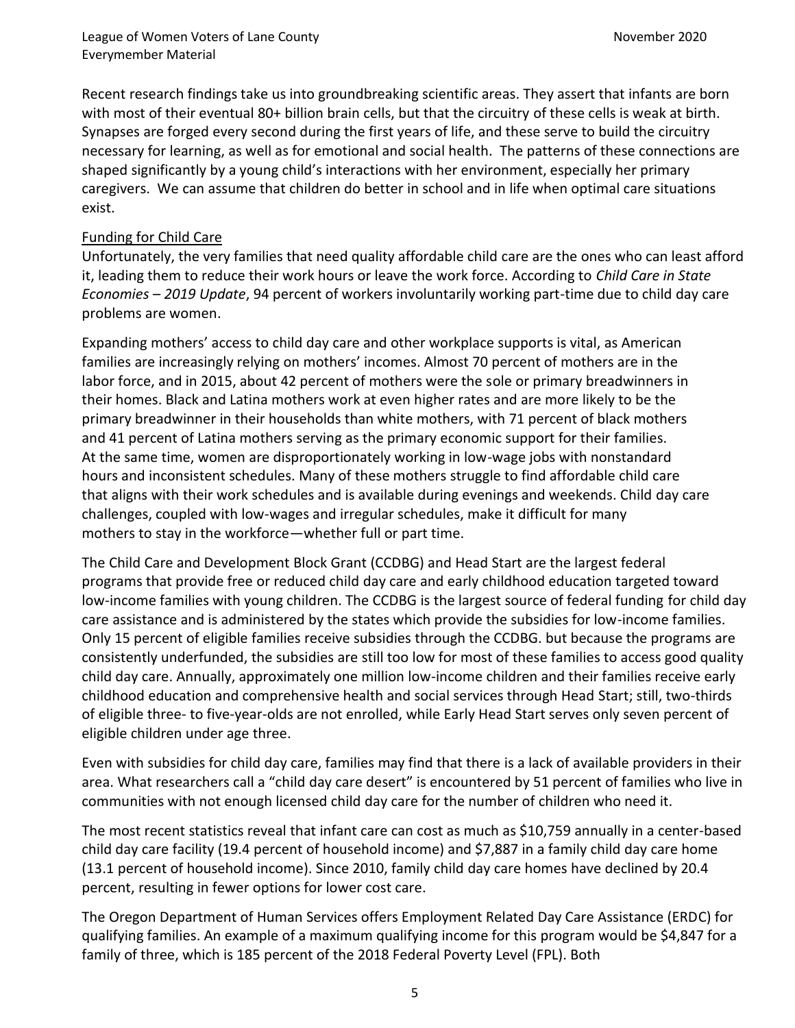Recent research findings take us into groundbreaking scientific areas. They assert that infants are born with most of their eventual 80+ billion brain cells, but that the circuitry of these cells is weak at birth. Synapses are forged every second during the first years of life, and these serve to build the circuitry necessary for learning, as well as for emotional and social health. The patterns of these connections are shaped significantly by a young child's interactions with her environment, especially her primary caregivers. We can assume that children do better in school and in life when optimal care situations exist.

## Funding for Child Care

Unfortunately, the very families that need quality affordable child care are the ones who can least afford it, leading them to reduce their work hours or leave the work force. According to *Child Care in State Economies – 2019 Update*, 94 percent of workers involuntarily working part-time due to child day care problems are women.

Expanding mothers' access to child day care and other workplace supports is vital, as American families are increasingly relying on mothers' incomes. Almost 70 percent of mothers are in the labor force, and in 2015, about 42 percent of mothers were the sole or primary breadwinners in their homes. Black and Latina mothers work at even higher rates and are more likely to be the primary breadwinner in their households than white mothers, with 71 percent of black mothers and 41 percent of Latina mothers serving as the primary economic support for their families. At the same time, women are disproportionately working in low-wage jobs with nonstandard hours and inconsistent schedules. Many of these mothers struggle to find affordable child care that aligns with their work schedules and is available during evenings and weekends. Child day care challenges, coupled with low-wages and irregular schedules, make it difficult for many mothers to stay in the workforce—whether full or part time.

The Child Care and Development Block Grant (CCDBG) and Head Start are the largest federal programs that provide free or reduced child day care and early childhood education targeted toward low-income families with young children. The CCDBG is the largest source of federal funding for child day care assistance and is administered by the states which provide the subsidies for low-income families. Only 15 percent of eligible families receive subsidies through the CCDBG. but because the programs are consistently underfunded, the subsidies are still too low for most of these families to access good quality child day care. Annually, approximately one million low-income children and their families receive early childhood education and comprehensive health and social services through Head Start; still, two-thirds of eligible three- to five-year-olds are not enrolled, while Early Head Start serves only seven percent of eligible children under age three.

Even with subsidies for child day care, families may find that there is a lack of available providers in their area. What researchers call a "child day care desert" is encountered by 51 percent of families who live in communities with not enough licensed child day care for the number of children who need it.

The most recent statistics reveal that infant care can cost as much as $10,759 annually in a center-based child day care facility (19.4 percent of household income) and $7,887 in a family child day care home (13.1 percent of household income). Since 2010, family child day care homes have declined by 20.4 percent, resulting in fewer options for lower cost care.

The Oregon Department of Human Services offers Employment Related Day Care Assistance (ERDC) for qualifying families. An example of a maximum qualifying income for this program would be $4,847 for a family of three, which is 185 percent of the 2018 Federal Poverty Level (FPL). Both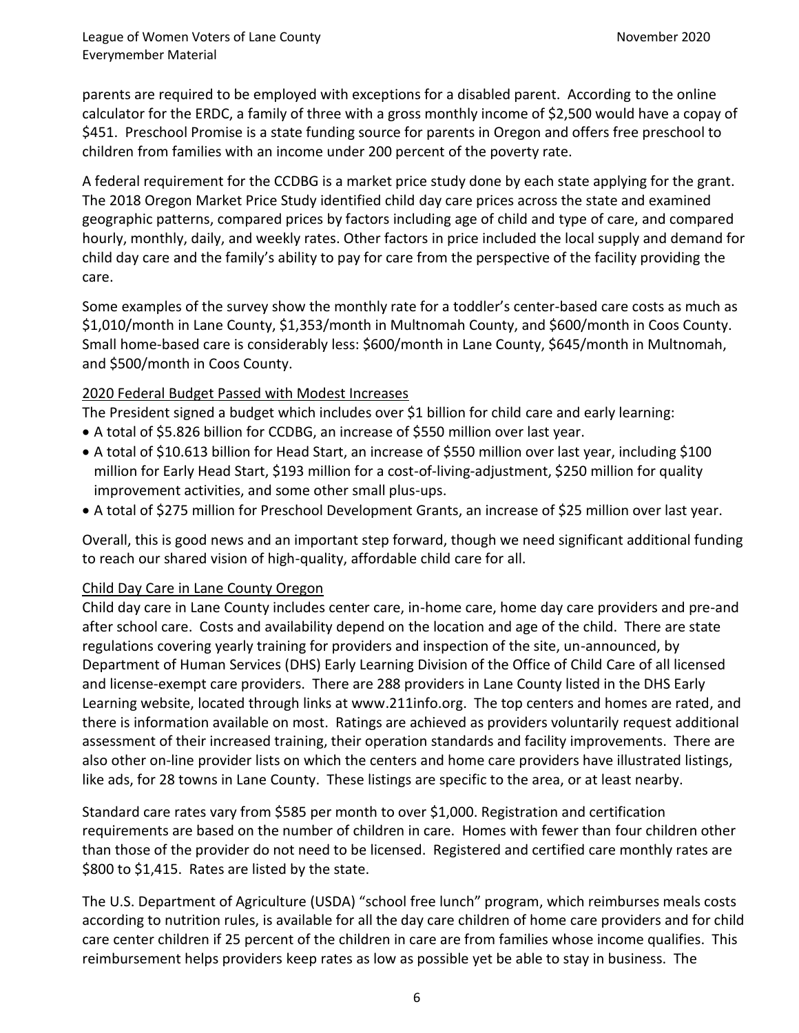parents are required to be employed with exceptions for a disabled parent. According to the online calculator for the ERDC, a family of three with a gross monthly income of $2,500 would have a copay of $451. Preschool Promise is a state funding source for parents in Oregon and offers free preschool to children from families with an income under 200 percent of the poverty rate.

A federal requirement for the CCDBG is a market price study done by each state applying for the grant. The 2018 Oregon Market Price Study identified child day care prices across the state and examined geographic patterns, compared prices by factors including age of child and type of care, and compared hourly, monthly, daily, and weekly rates. Other factors in price included the local supply and demand for child day care and the family's ability to pay for care from the perspective of the facility providing the care.

Some examples of the survey show the monthly rate for a toddler's center-based care costs as much as $1,010/month in Lane County, $1,353/month in Multnomah County, and $600/month in Coos County. Small home-based care is considerably less: $600/month in Lane County, $645/month in Multnomah, and $500/month in Coos County.

<u>2020 Federal Budget Passed with Modest Increases</u>

The President signed a budget which includes over $1 billion for child care and early learning:

- A total of $5.826 billion for CCDBG, an increase of $550 million over last year.
- A total of $10.613 billion for Head Start, an increase of $550 million over last year, including $100 million for Early Head Start, $193 million for a cost-of-living-adjustment, $250 million for quality improvement activities, and some other small plus-ups.
- A total of $275 million for Preschool Development Grants, an increase of $25 million over last year.

Overall, this is good news and an important step forward, though we need significant additional funding to reach our shared vision of high-quality, affordable child care for all.

<u>Child Day Care in Lane County Oregon</u>

Child day care in Lane County includes center care, in-home care, home day care providers and pre-and after school care. Costs and availability depend on the location and age of the child. There are state regulations covering yearly training for providers and inspection of the site, un-announced, by Department of Human Services (DHS) Early Learning Division of the Office of Child Care of all licensed and license-exempt care providers. There are 288 providers in Lane County listed in the DHS Early Learning website, located through links at www.211info.org. The top centers and homes are rated, and there is information available on most. Ratings are achieved as providers voluntarily request additional assessment of their increased training, their operation standards and facility improvements. There are also other on-line provider lists on which the centers and home care providers have illustrated listings, like ads, for 28 towns in Lane County. These listings are specific to the area, or at least nearby.

Standard care rates vary from $585 per month to over $1,000. Registration and certification requirements are based on the number of children in care. Homes with fewer than four children other than those of the provider do not need to be licensed. Registered and certified care monthly rates are $800 to $1,415. Rates are listed by the state.

The U.S. Department of Agriculture (USDA) "school free lunch" program, which reimburses meals costs according to nutrition rules, is available for all the day care children of home care providers and for child care center children if 25 percent of the children in care are from families whose income qualifies. This reimbursement helps providers keep rates as low as possible yet be able to stay in business. The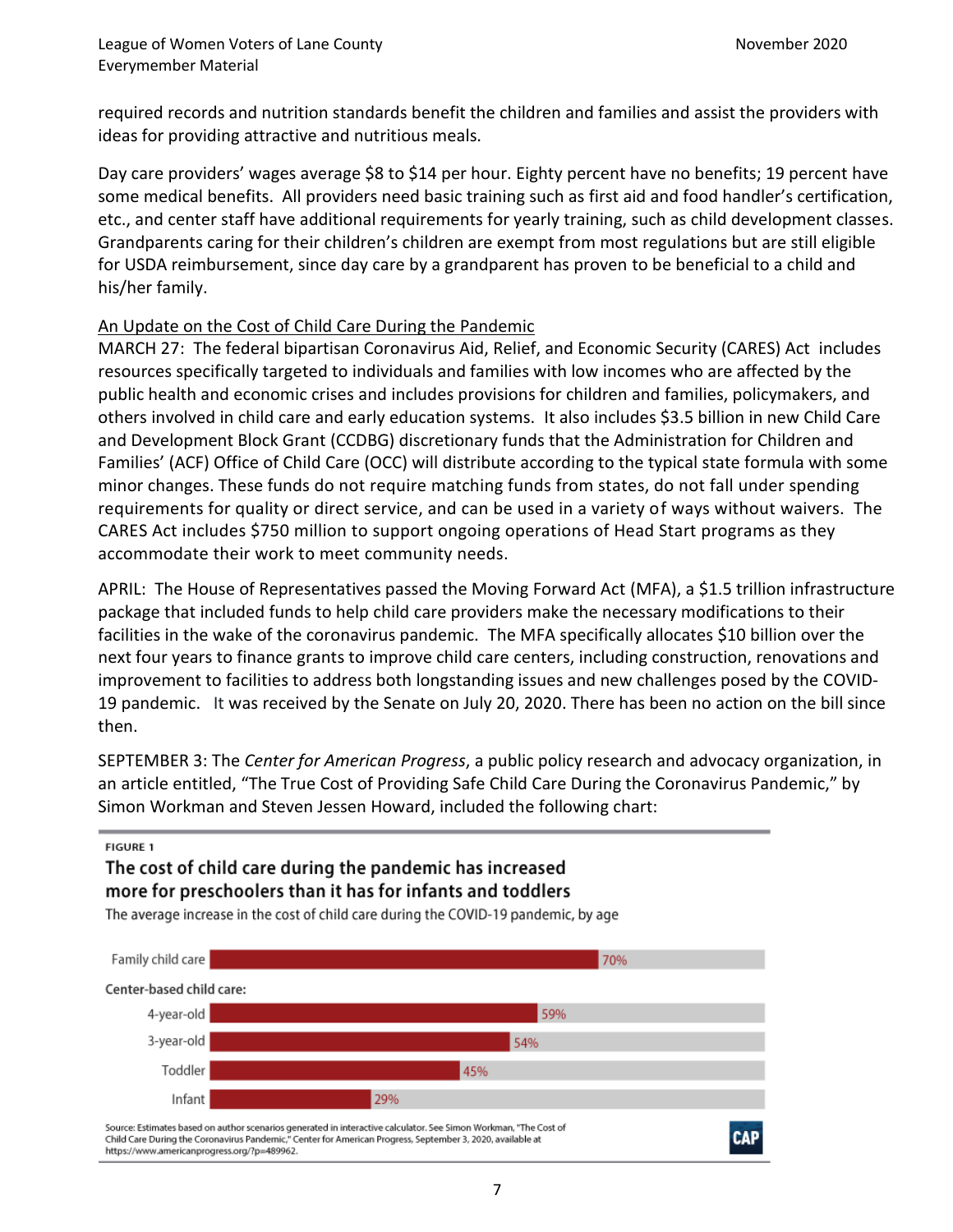required records and nutrition standards benefit the children and families and assist the providers with ideas for providing attractive and nutritious meals.

Day care providers' wages average $8 to $14 per hour. Eighty percent have no benefits; 19 percent have some medical benefits. All providers need basic training such as first aid and food handler's certification, etc., and center staff have additional requirements for yearly training, such as child development classes. Grandparents caring for their children's children are exempt from most regulations but are still eligible for USDA reimbursement, since day care by a grandparent has proven to be beneficial to a child and his/her family.

<u>An Update on the Cost of Child Care During the Pandemic</u>

MARCH 27: The federal bipartisan Coronavirus Aid, Relief, and Economic Security (CARES) Act includes resources specifically targeted to individuals and families with low incomes who are affected by the public health and economic crises and includes provisions for children and families, policymakers, and others involved in child care and early education systems. It also includes $3.5 billion in new Child Care and Development Block Grant (CCDBG) discretionary funds that the Administration for Children and Families' (ACF) Office of Child Care (OCC) will distribute according to the typical state formula with some minor changes. These funds do not require matching funds from states, do not fall under spending requirements for quality or direct service, and can be used in a variety of ways without waivers. The CARES Act includes $750 million to support ongoing operations of Head Start programs as they accommodate their work to meet community needs.

APRIL: The House of Representatives passed the Moving Forward Act (MFA), a $1.5 trillion infrastructure package that included funds to help child care providers make the necessary modifications to their facilities in the wake of the coronavirus pandemic. The MFA specifically allocates $10 billion over the next four years to finance grants to improve child care centers, including construction, renovations and improvement to facilities to address both longstanding issues and new challenges posed by the COVID-19 pandemic. It was received by the Senate on July 20, 2020. There has been no action on the bill since then.

SEPTEMBER 3: The *Center for American Progress*, a public policy research and advocacy organization, in an article entitled, "The True Cost of Providing Safe Child Care During the Coronavirus Pandemic," by Simon Workman and Steven Jessen Howard, included the following chart:

FIGURE 1

**The cost of child care during the pandemic has increased more for preschoolers than it has for infants and toddlers**

The average increase in the cost of child care during the COVID-19 pandemic, by age

| Category | Average increase |
|---|---|
| Family child care | 70% |
| **Center-based child care:** | |
| 4-year-old | 59% |
| 3-year-old | 54% |
| Toddler | 45% |
| Infant | 29% |

Source: Estimates based on author scenarios generated in interactive calculator. See Simon Workman, "The Cost of Child Care During the Coronavirus Pandemic," Center for American Progress, September 3, 2020, available at https://www.americanprogress.org/?p=489962.

CAP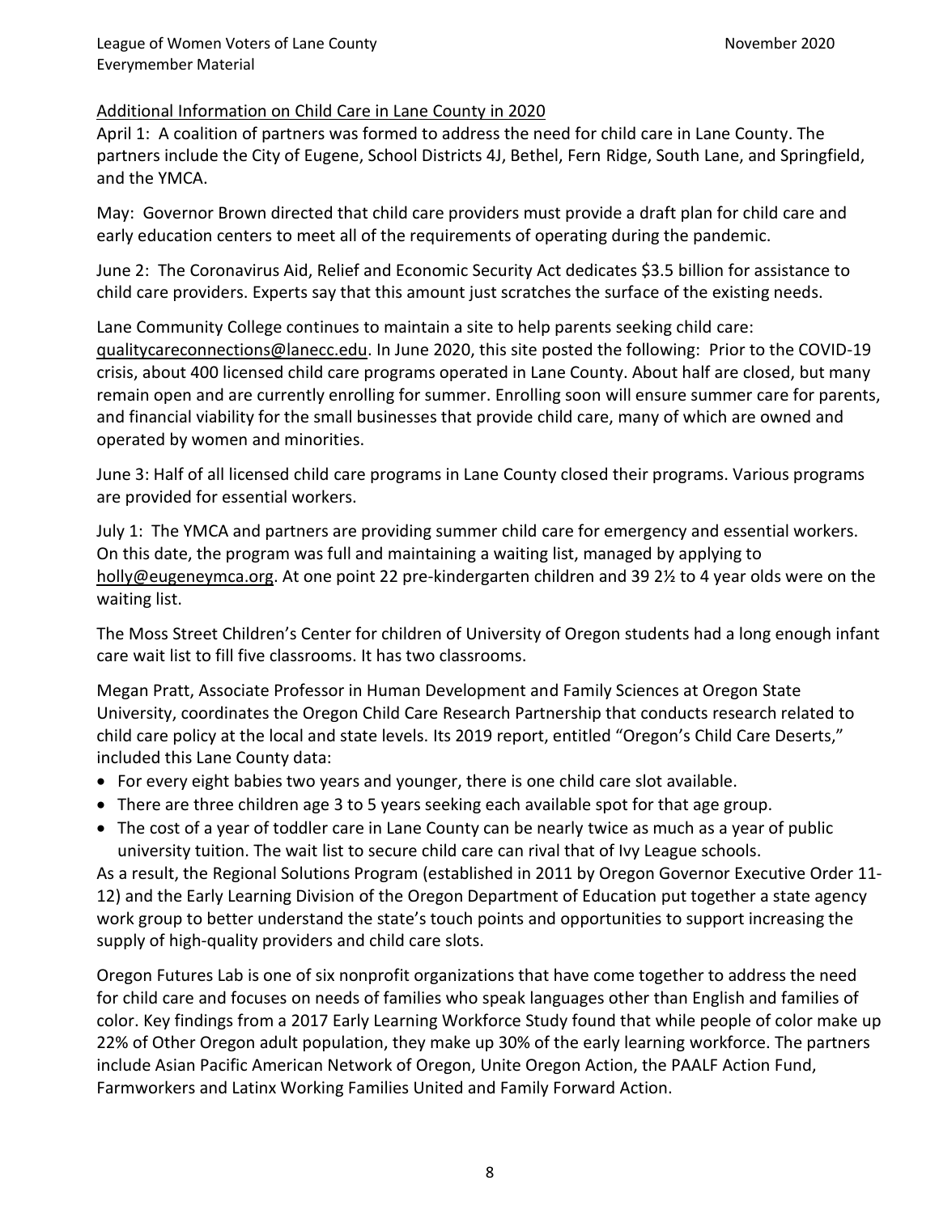## Additional Information on Child Care in Lane County in 2020

April 1: A coalition of partners was formed to address the need for child care in Lane County. The partners include the City of Eugene, School Districts 4J, Bethel, Fern Ridge, South Lane, and Springfield, and the YMCA.

May: Governor Brown directed that child care providers must provide a draft plan for child care and early education centers to meet all of the requirements of operating during the pandemic.

June 2: The Coronavirus Aid, Relief and Economic Security Act dedicates $3.5 billion for assistance to child care providers. Experts say that this amount just scratches the surface of the existing needs.

Lane Community College continues to maintain a site to help parents seeking child care: qualitycareconnections@lanecc.edu. In June 2020, this site posted the following: Prior to the COVID-19 crisis, about 400 licensed child care programs operated in Lane County. About half are closed, but many remain open and are currently enrolling for summer. Enrolling soon will ensure summer care for parents, and financial viability for the small businesses that provide child care, many of which are owned and operated by women and minorities.

June 3: Half of all licensed child care programs in Lane County closed their programs. Various programs are provided for essential workers.

July 1: The YMCA and partners are providing summer child care for emergency and essential workers. On this date, the program was full and maintaining a waiting list, managed by applying to holly@eugeneymca.org. At one point 22 pre-kindergarten children and 39 2½ to 4 year olds were on the waiting list.

The Moss Street Children's Center for children of University of Oregon students had a long enough infant care wait list to fill five classrooms. It has two classrooms.

Megan Pratt, Associate Professor in Human Development and Family Sciences at Oregon State University, coordinates the Oregon Child Care Research Partnership that conducts research related to child care policy at the local and state levels. Its 2019 report, entitled "Oregon's Child Care Deserts," included this Lane County data:

- For every eight babies two years and younger, there is one child care slot available.
- There are three children age 3 to 5 years seeking each available spot for that age group.
- The cost of a year of toddler care in Lane County can be nearly twice as much as a year of public university tuition. The wait list to secure child care can rival that of Ivy League schools.

As a result, the Regional Solutions Program (established in 2011 by Oregon Governor Executive Order 11-12) and the Early Learning Division of the Oregon Department of Education put together a state agency work group to better understand the state's touch points and opportunities to support increasing the supply of high-quality providers and child care slots.

Oregon Futures Lab is one of six nonprofit organizations that have come together to address the need for child care and focuses on needs of families who speak languages other than English and families of color. Key findings from a 2017 Early Learning Workforce Study found that while people of color make up 22% of Other Oregon adult population, they make up 30% of the early learning workforce. The partners include Asian Pacific American Network of Oregon, Unite Oregon Action, the PAALF Action Fund, Farmworkers and Latinx Working Families United and Family Forward Action.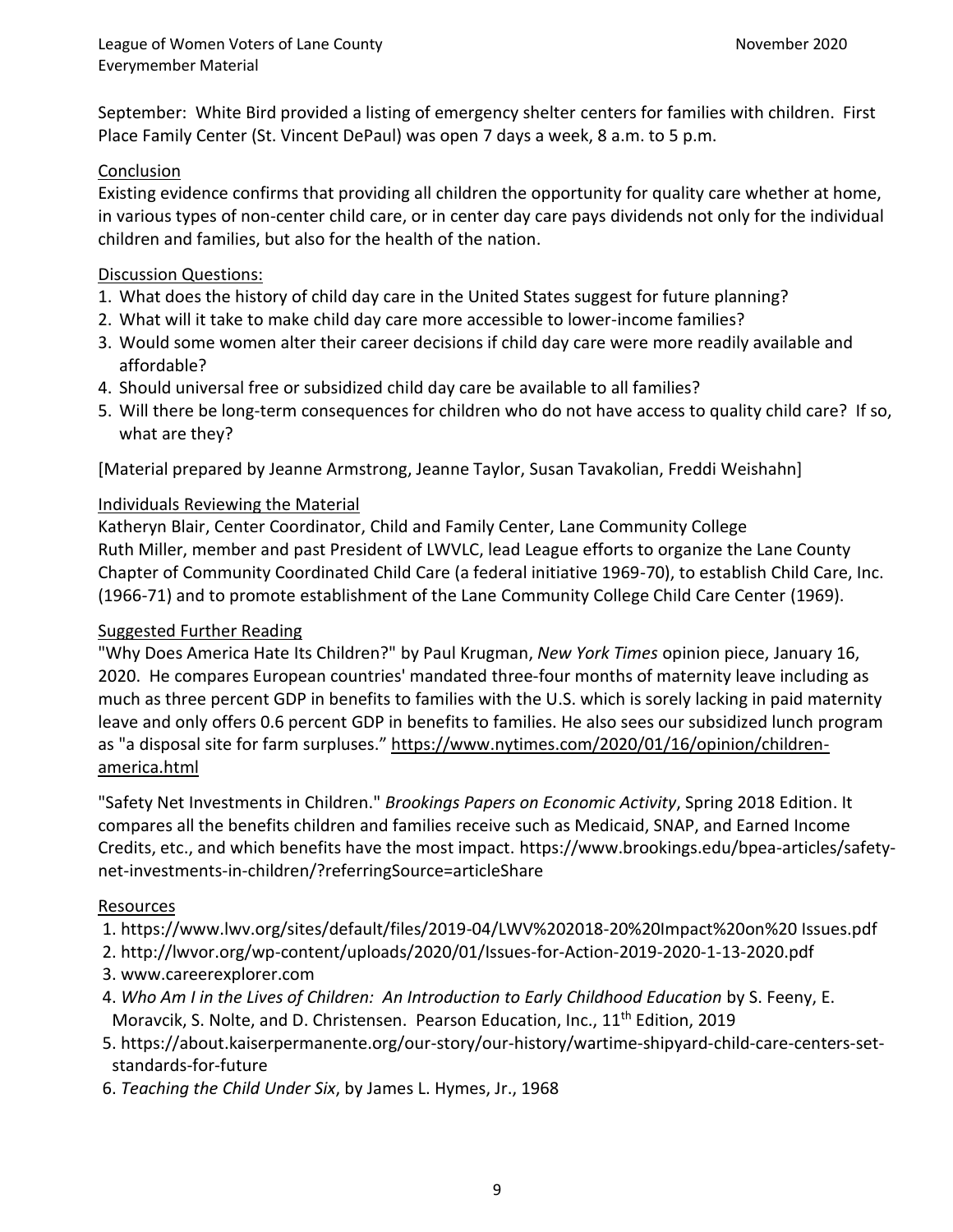September: White Bird provided a listing of emergency shelter centers for families with children. First Place Family Center (St. Vincent DePaul) was open 7 days a week, 8 a.m. to 5 p.m.

## Conclusion

Existing evidence confirms that providing all children the opportunity for quality care whether at home, in various types of non-center child care, or in center day care pays dividends not only for the individual children and families, but also for the health of the nation.

## Discussion Questions:

1. What does the history of child day care in the United States suggest for future planning?
2. What will it take to make child day care more accessible to lower-income families?
3. Would some women alter their career decisions if child day care were more readily available and affordable?
4. Should universal free or subsidized child day care be available to all families?
5. Will there be long-term consequences for children who do not have access to quality child care? If so, what are they?

[Material prepared by Jeanne Armstrong, Jeanne Taylor, Susan Tavakolian, Freddi Weishahn]

## Individuals Reviewing the Material

Katheryn Blair, Center Coordinator, Child and Family Center, Lane Community College
Ruth Miller, member and past President of LWVLC, lead League efforts to organize the Lane County Chapter of Community Coordinated Child Care (a federal initiative 1969-70), to establish Child Care, Inc. (1966-71) and to promote establishment of the Lane Community College Child Care Center (1969).

## Suggested Further Reading

"Why Does America Hate Its Children?" by Paul Krugman, *New York Times* opinion piece, January 16, 2020. He compares European countries' mandated three-four months of maternity leave including as much as three percent GDP in benefits to families with the U.S. which is sorely lacking in paid maternity leave and only offers 0.6 percent GDP in benefits to families. He also sees our subsidized lunch program as "a disposal site for farm surpluses." https://www.nytimes.com/2020/01/16/opinion/children-america.html

"Safety Net Investments in Children." *Brookings Papers on Economic Activity*, Spring 2018 Edition. It compares all the benefits children and families receive such as Medicaid, SNAP, and Earned Income Credits, etc., and which benefits have the most impact. https://www.brookings.edu/bpea-articles/safety-net-investments-in-children/?referringSource=articleShare

## Resources

1. https://www.lwv.org/sites/default/files/2019-04/LWV%202018-20%20Impact%20on%20 Issues.pdf
2. http://lwvor.org/wp-content/uploads/2020/01/Issues-for-Action-2019-2020-1-13-2020.pdf
3. www.careerexplorer.com
4. *Who Am I in the Lives of Children: An Introduction to Early Childhood Education* by S. Feeny, E. Moravcik, S. Nolte, and D. Christensen. Pearson Education, Inc., 11th Edition, 2019
5. https://about.kaiserpermanente.org/our-story/our-history/wartime-shipyard-child-care-centers-set-standards-for-future
6. *Teaching the Child Under Six*, by James L. Hymes, Jr., 1968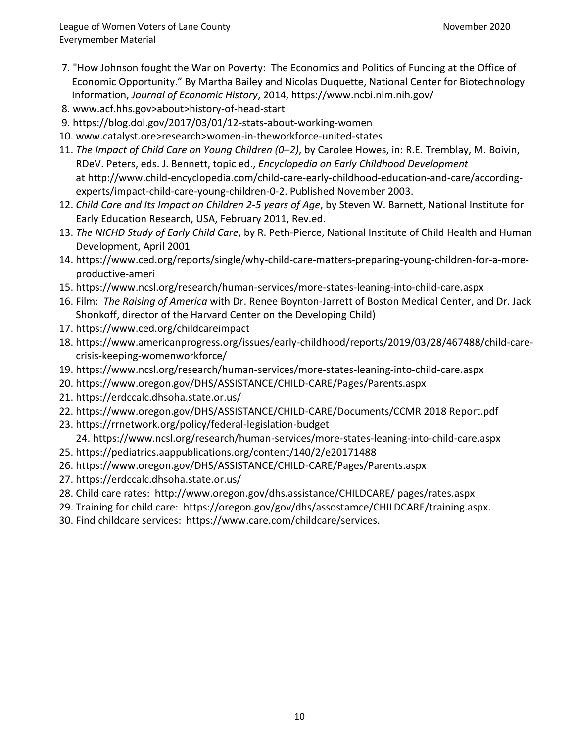7. "How Johnson fought the War on Poverty: The Economics and Politics of Funding at the Office of Economic Opportunity." By Martha Bailey and Nicolas Duquette, National Center for Biotechnology Information, *Journal of Economic History*, 2014, https://www.ncbi.nlm.nih.gov/
8. www.acf.hhs.gov>about>history-of-head-start
9. https://blog.dol.gov/2017/03/01/12-stats-about-working-women
10. www.catalyst.ore>research>women-in-theworkforce-united-states
11. *The Impact of Child Care on Young Children (0–2)*, by Carolee Howes, in: R.E. Tremblay, M. Boivin, RDeV. Peters, eds. J. Bennett, topic ed., *Encyclopedia on Early Childhood Development* at http://www.child-encyclopedia.com/child-care-early-childhood-education-and-care/according-experts/impact-child-care-young-children-0-2. Published November 2003.
12. *Child Care and Its Impact on Children 2-5 years of Age*, by Steven W. Barnett, National Institute for Early Education Research, USA, February 2011, Rev.ed.
13. *The NICHD Study of Early Child Care*, by R. Peth-Pierce, National Institute of Child Health and Human Development, April 2001
14. https://www.ced.org/reports/single/why-child-care-matters-preparing-young-children-for-a-more-productive-ameri
15. https://www.ncsl.org/research/human-services/more-states-leaning-into-child-care.aspx
16. Film: *The Raising of America* with Dr. Renee Boynton-Jarrett of Boston Medical Center, and Dr. Jack Shonkoff, director of the Harvard Center on the Developing Child)
17. https://www.ced.org/childcareimpact
18. https://www.americanprogress.org/issues/early-childhood/reports/2019/03/28/467488/child-care-crisis-keeping-womenworkforce/
19. https://www.ncsl.org/research/human-services/more-states-leaning-into-child-care.aspx
20. https://www.oregon.gov/DHS/ASSISTANCE/CHILD-CARE/Pages/Parents.aspx
21. https://erdccalc.dhsoha.state.or.us/
22. https://www.oregon.gov/DHS/ASSISTANCE/CHILD-CARE/Documents/CCMR 2018 Report.pdf
23. https://rrnetwork.org/policy/federal-legislation-budget
24. https://www.ncsl.org/research/human-services/more-states-leaning-into-child-care.aspx
25. https://pediatrics.aappublications.org/content/140/2/e20171488
26. https://www.oregon.gov/DHS/ASSISTANCE/CHILD-CARE/Pages/Parents.aspx
27. https://erdccalc.dhsoha.state.or.us/
28. Child care rates: http://www.oregon.gov/dhs.assistance/CHILDCARE/ pages/rates.aspx
29. Training for child care: https://oregon.gov/gov/dhs/assostamce/CHILDCARE/training.aspx.
30. Find childcare services: https://www.care.com/childcare/services.